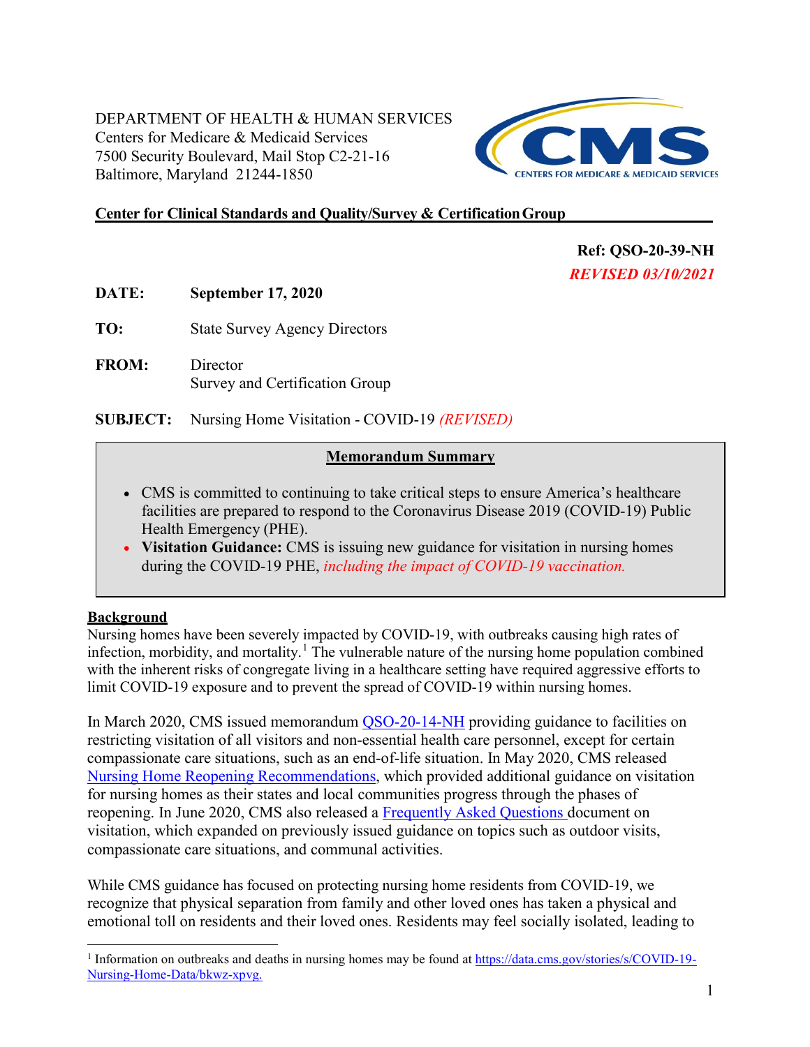DEPARTMENT OF HEALTH & HUMAN SERVICES
Centers for Medicare & Medicaid Services
7500 Security Boulevard, Mail Stop C2-21-16
Baltimore, Maryland 21244-1850

**Center for Clinical Standards and Quality/Survey & Certification Group**

**Ref: QSO-20-39-NH**
***REVISED 03/10/2021***

**DATE:** **September 17, 2020**

**TO:** State Survey Agency Directors

**FROM:** Director
Survey and Certification Group

**SUBJECT:** Nursing Home Visitation - COVID-19 *(REVISED)*

**Memorandum Summary**

- CMS is committed to continuing to take critical steps to ensure America's healthcare facilities are prepared to respond to the Coronavirus Disease 2019 (COVID-19) Public Health Emergency (PHE).
- **Visitation Guidance:** CMS is issuing new guidance for visitation in nursing homes during the COVID-19 PHE, *including the impact of COVID-19 vaccination.*

**Background**

Nursing homes have been severely impacted by COVID-19, with outbreaks causing high rates of infection, morbidity, and mortality.[1] The vulnerable nature of the nursing home population combined with the inherent risks of congregate living in a healthcare setting have required aggressive efforts to limit COVID-19 exposure and to prevent the spread of COVID-19 within nursing homes.

In March 2020, CMS issued memorandum QSO-20-14-NH providing guidance to facilities on restricting visitation of all visitors and non-essential health care personnel, except for certain compassionate care situations, such as an end-of-life situation. In May 2020, CMS released Nursing Home Reopening Recommendations, which provided additional guidance on visitation for nursing homes as their states and local communities progress through the phases of reopening. In June 2020, CMS also released a Frequently Asked Questions document on visitation, which expanded on previously issued guidance on topics such as outdoor visits, compassionate care situations, and communal activities.

While CMS guidance has focused on protecting nursing home residents from COVID-19, we recognize that physical separation from family and other loved ones has taken a physical and emotional toll on residents and their loved ones. Residents may feel socially isolated, leading to

[1] Information on outbreaks and deaths in nursing homes may be found at https://data.cms.gov/stories/s/COVID-19-Nursing-Home-Data/bkwz-xpvg.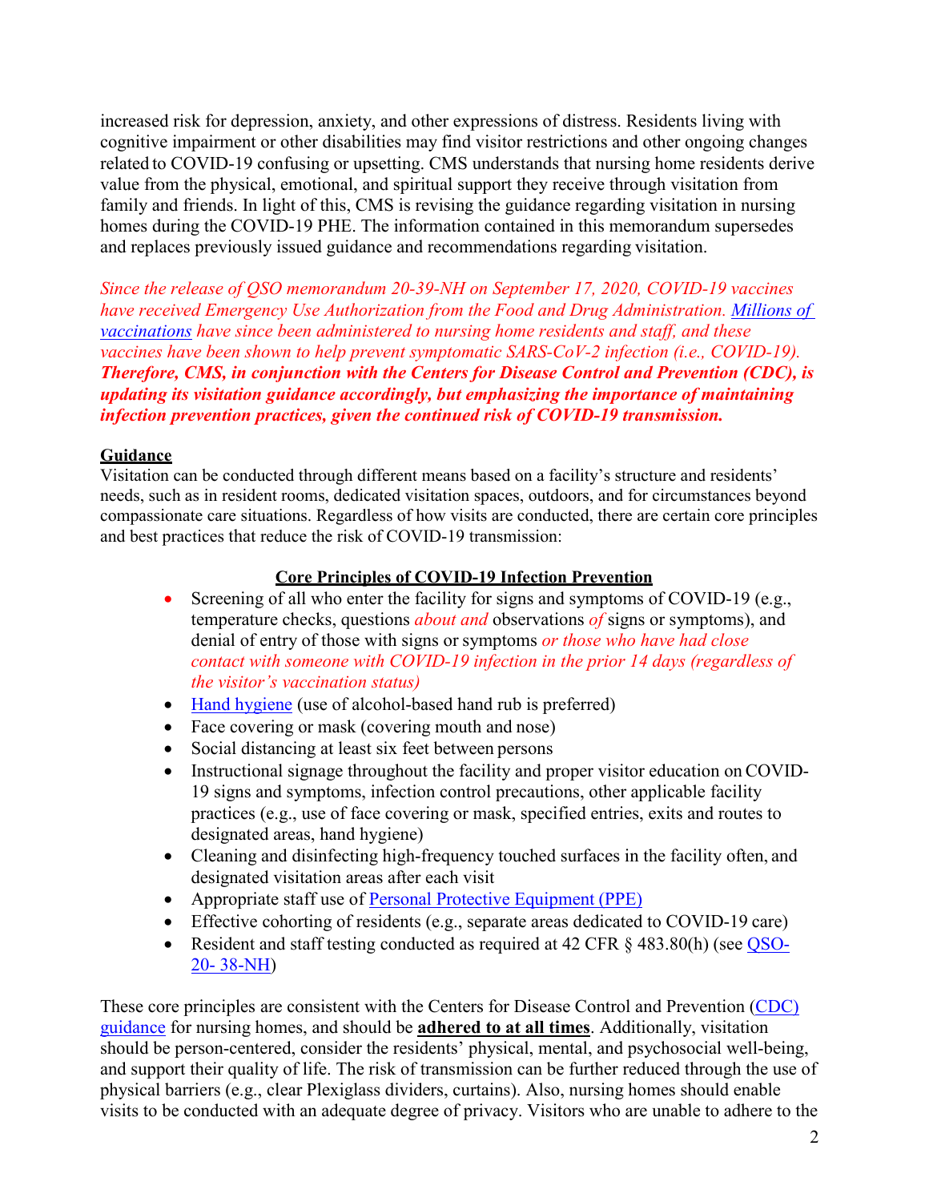increased risk for depression, anxiety, and other expressions of distress. Residents living with cognitive impairment or other disabilities may find visitor restrictions and other ongoing changes related to COVID-19 confusing or upsetting. CMS understands that nursing home residents derive value from the physical, emotional, and spiritual support they receive through visitation from family and friends. In light of this, CMS is revising the guidance regarding visitation in nursing homes during the COVID-19 PHE. The information contained in this memorandum supersedes and replaces previously issued guidance and recommendations regarding visitation.

*Since the release of QSO memorandum 20-39-NH on September 17, 2020, COVID-19 vaccines have received Emergency Use Authorization from the Food and Drug Administration. Millions of vaccinations have since been administered to nursing home residents and staff, and these vaccines have been shown to help prevent symptomatic SARS-CoV-2 infection (i.e., COVID-19).* ***Therefore, CMS, in conjunction with the Centers for Disease Control and Prevention (CDC), is updating its visitation guidance accordingly, but emphasizing the importance of maintaining infection prevention practices, given the continued risk of COVID-19 transmission.***

## Guidance

Visitation can be conducted through different means based on a facility's structure and residents' needs, such as in resident rooms, dedicated visitation spaces, outdoors, and for circumstances beyond compassionate care situations. Regardless of how visits are conducted, there are certain core principles and best practices that reduce the risk of COVID-19 transmission:

### Core Principles of COVID-19 Infection Prevention

- Screening of all who enter the facility for signs and symptoms of COVID-19 (e.g., temperature checks, questions *about and* observations *of* signs or symptoms), and denial of entry of those with signs or symptoms *or those who have had close contact with someone with COVID-19 infection in the prior 14 days (regardless of the visitor's vaccination status)*
- Hand hygiene (use of alcohol-based hand rub is preferred)
- Face covering or mask (covering mouth and nose)
- Social distancing at least six feet between persons
- Instructional signage throughout the facility and proper visitor education on COVID-19 signs and symptoms, infection control precautions, other applicable facility practices (e.g., use of face covering or mask, specified entries, exits and routes to designated areas, hand hygiene)
- Cleaning and disinfecting high-frequency touched surfaces in the facility often, and designated visitation areas after each visit
- Appropriate staff use of Personal Protective Equipment (PPE)
- Effective cohorting of residents (e.g., separate areas dedicated to COVID-19 care)
- Resident and staff testing conducted as required at 42 CFR § 483.80(h) (see QSO-20- 38-NH)

These core principles are consistent with the Centers for Disease Control and Prevention (CDC) guidance for nursing homes, and should be **adhered to at all times**. Additionally, visitation should be person-centered, consider the residents' physical, mental, and psychosocial well-being, and support their quality of life. The risk of transmission can be further reduced through the use of physical barriers (e.g., clear Plexiglass dividers, curtains). Also, nursing homes should enable visits to be conducted with an adequate degree of privacy. Visitors who are unable to adhere to the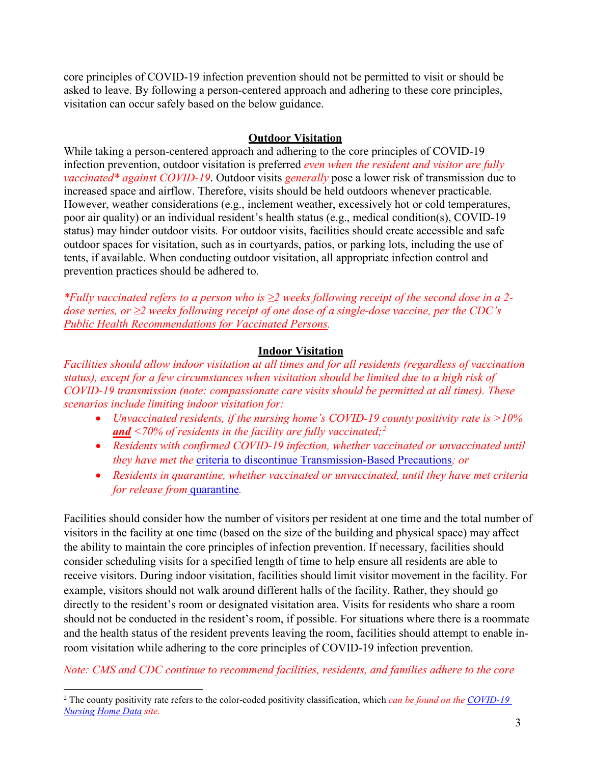core principles of COVID-19 infection prevention should not be permitted to visit or should be asked to leave. By following a person-centered approach and adhering to these core principles, visitation can occur safely based on the below guidance.

## Outdoor Visitation

While taking a person-centered approach and adhering to the core principles of COVID-19 infection prevention, outdoor visitation is preferred *even when the resident and visitor are fully vaccinated* against COVID-19*. Outdoor visits *generally* pose a lower risk of transmission due to increased space and airflow. Therefore, visits should be held outdoors whenever practicable. However, weather considerations (e.g., inclement weather, excessively hot or cold temperatures, poor air quality) or an individual resident's health status (e.g., medical condition(s), COVID-19 status) may hinder outdoor visits. For outdoor visits, facilities should create accessible and safe outdoor spaces for visitation, such as in courtyards, patios, or parking lots, including the use of tents, if available. When conducting outdoor visitation, all appropriate infection control and prevention practices should be adhered to.

*\*Fully vaccinated refers to a person who is ≥2 weeks following receipt of the second dose in a 2-dose series, or ≥2 weeks following receipt of one dose of a single-dose vaccine, per the CDC's Public Health Recommendations for Vaccinated Persons.*

## Indoor Visitation

*Facilities should allow indoor visitation at all times and for all residents (regardless of vaccination status), except for a few circumstances when visitation should be limited due to a high risk of COVID-19 transmission (note: compassionate care visits should be permitted at all times). These scenarios include limiting indoor visitation for:*

- *Unvaccinated residents, if the nursing home's COVID-19 county positivity rate is >10%* ***and*** *<70% of residents in the facility are fully vaccinated;*[2]
- *Residents with confirmed COVID-19 infection, whether vaccinated or unvaccinated until they have met the* criteria to discontinue Transmission-Based Precautions*; or*
- *Residents in quarantine, whether vaccinated or unvaccinated, until they have met criteria for release from* quarantine.

Facilities should consider how the number of visitors per resident at one time and the total number of visitors in the facility at one time (based on the size of the building and physical space) may affect the ability to maintain the core principles of infection prevention. If necessary, facilities should consider scheduling visits for a specified length of time to help ensure all residents are able to receive visitors. During indoor visitation, facilities should limit visitor movement in the facility. For example, visitors should not walk around different halls of the facility. Rather, they should go directly to the resident's room or designated visitation area. Visits for residents who share a room should not be conducted in the resident's room, if possible. For situations where there is a roommate and the health status of the resident prevents leaving the room, facilities should attempt to enable in-room visitation while adhering to the core principles of COVID-19 infection prevention.

*Note: CMS and CDC continue to recommend facilities, residents, and families adhere to the core*

---

[2] The county positivity rate refers to the color-coded positivity classification, which *can be found on the COVID-19 Nursing Home Data site.*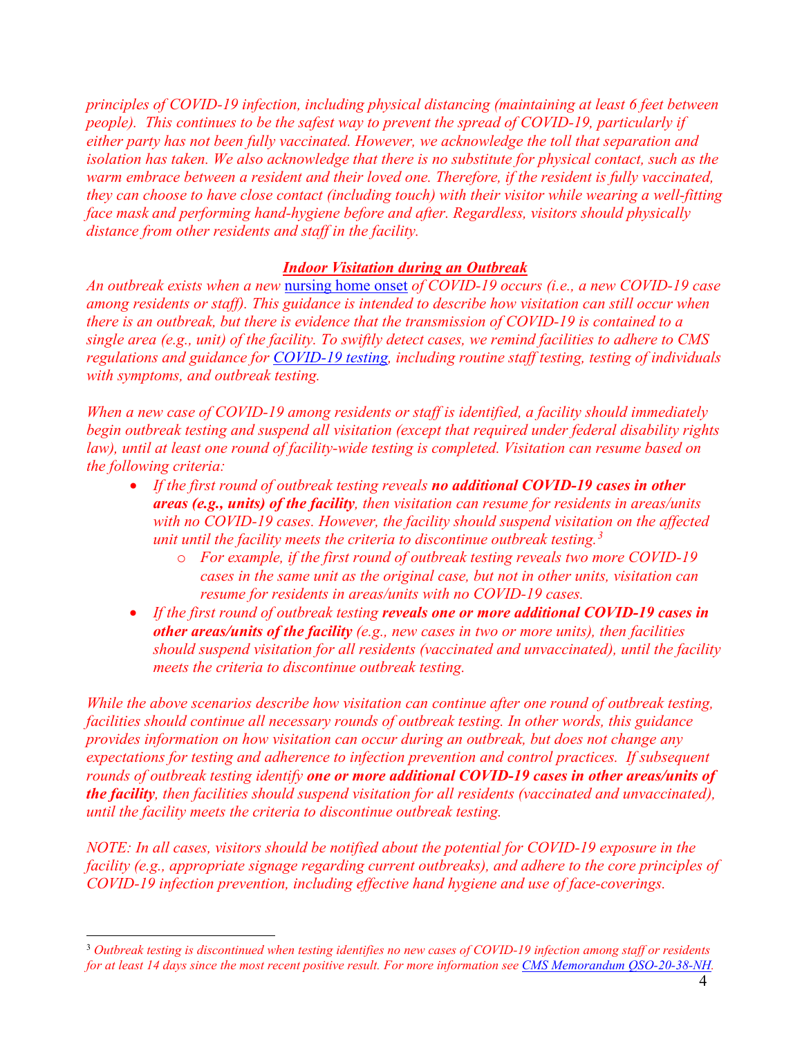*principles of COVID-19 infection, including physical distancing (maintaining at least 6 feet between people). This continues to be the safest way to prevent the spread of COVID-19, particularly if either party has not been fully vaccinated. However, we acknowledge the toll that separation and isolation has taken. We also acknowledge that there is no substitute for physical contact, such as the warm embrace between a resident and their loved one. Therefore, if the resident is fully vaccinated, they can choose to have close contact (including touch) with their visitor while wearing a well-fitting face mask and performing hand-hygiene before and after. Regardless, visitors should physically distance from other residents and staff in the facility.*

### ***Indoor Visitation during an Outbreak***

*An outbreak exists when a new* [nursing home onset](#) *of COVID-19 occurs (i.e., a new COVID-19 case among residents or staff). This guidance is intended to describe how visitation can still occur when there is an outbreak, but there is evidence that the transmission of COVID-19 is contained to a single area (e.g., unit) of the facility. To swiftly detect cases, we remind facilities to adhere to CMS regulations and guidance for [COVID-19 testing](#), including routine staff testing, testing of individuals with symptoms, and outbreak testing.*

*When a new case of COVID-19 among residents or staff is identified, a facility should immediately begin outbreak testing and suspend all visitation (except that required under federal disability rights law), until at least one round of facility-wide testing is completed. Visitation can resume based on the following criteria:*

- *If the first round of outbreak testing reveals **no additional COVID-19 cases in other areas (e.g., units) of the facility**, then visitation can resume for residents in areas/units with no COVID-19 cases. However, the facility should suspend visitation on the affected unit until the facility meets the criteria to discontinue outbreak testing.*[3]
  - *For example, if the first round of outbreak testing reveals two more COVID-19 cases in the same unit as the original case, but not in other units, visitation can resume for residents in areas/units with no COVID-19 cases.*
- *If the first round of outbreak testing **reveals one or more additional COVID-19 cases in other areas/units of the facility** (e.g., new cases in two or more units), then facilities should suspend visitation for all residents (vaccinated and unvaccinated), until the facility meets the criteria to discontinue outbreak testing.*

*While the above scenarios describe how visitation can continue after one round of outbreak testing, facilities should continue all necessary rounds of outbreak testing. In other words, this guidance provides information on how visitation can occur during an outbreak, but does not change any expectations for testing and adherence to infection prevention and control practices. If subsequent rounds of outbreak testing identify **one or more additional COVID-19 cases in other areas/units of the facility**, then facilities should suspend visitation for all residents (vaccinated and unvaccinated), until the facility meets the criteria to discontinue outbreak testing.*

*NOTE: In all cases, visitors should be notified about the potential for COVID-19 exposure in the facility (e.g., appropriate signage regarding current outbreaks), and adhere to the core principles of COVID-19 infection prevention, including effective hand hygiene and use of face-coverings.*

---

[3] *Outbreak testing is discontinued when testing identifies no new cases of COVID-19 infection among staff or residents for at least 14 days since the most recent positive result. For more information see [CMS Memorandum QSO-20-38-NH](#).*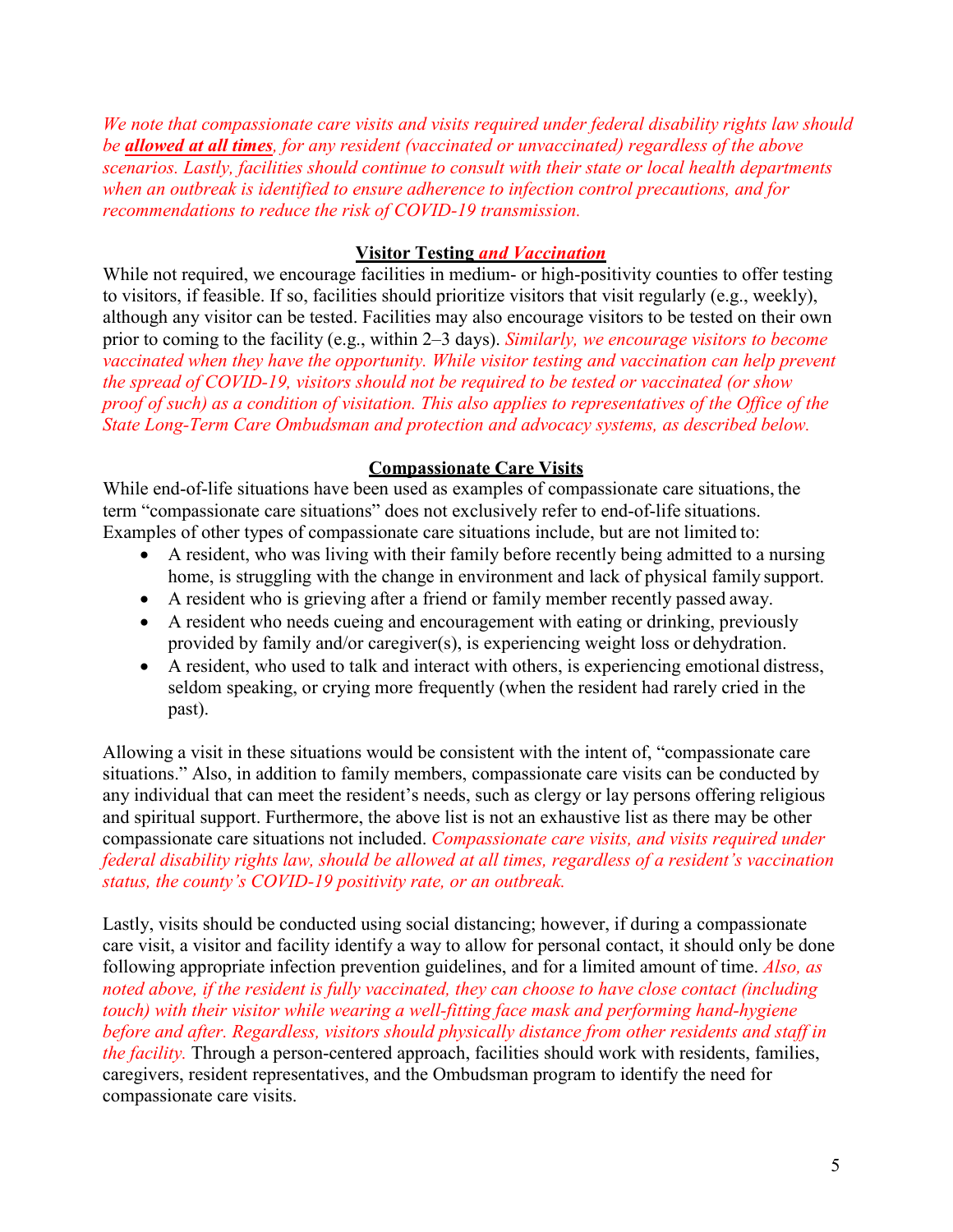*We note that compassionate care visits and visits required under federal disability rights law should be* ***allowed at all times****, for any resident (vaccinated or unvaccinated) regardless of the above scenarios. Lastly, facilities should continue to consult with their state or local health departments when an outbreak is identified to ensure adherence to infection control precautions, and for recommendations to reduce the risk of COVID-19 transmission.*

## Visitor Testing *and Vaccination*

While not required, we encourage facilities in medium- or high-positivity counties to offer testing to visitors, if feasible. If so, facilities should prioritize visitors that visit regularly (e.g., weekly), although any visitor can be tested. Facilities may also encourage visitors to be tested on their own prior to coming to the facility (e.g., within 2–3 days). *Similarly, we encourage visitors to become vaccinated when they have the opportunity. While visitor testing and vaccination can help prevent the spread of COVID-19, visitors should not be required to be tested or vaccinated (or show proof of such) as a condition of visitation. This also applies to representatives of the Office of the State Long-Term Care Ombudsman and protection and advocacy systems, as described below.*

## Compassionate Care Visits

While end-of-life situations have been used as examples of compassionate care situations, the term "compassionate care situations" does not exclusively refer to end-of-life situations. Examples of other types of compassionate care situations include, but are not limited to:

- A resident, who was living with their family before recently being admitted to a nursing home, is struggling with the change in environment and lack of physical family support.
- A resident who is grieving after a friend or family member recently passed away.
- A resident who needs cueing and encouragement with eating or drinking, previously provided by family and/or caregiver(s), is experiencing weight loss or dehydration.
- A resident, who used to talk and interact with others, is experiencing emotional distress, seldom speaking, or crying more frequently (when the resident had rarely cried in the past).

Allowing a visit in these situations would be consistent with the intent of, "compassionate care situations." Also, in addition to family members, compassionate care visits can be conducted by any individual that can meet the resident's needs, such as clergy or lay persons offering religious and spiritual support. Furthermore, the above list is not an exhaustive list as there may be other compassionate care situations not included. *Compassionate care visits, and visits required under federal disability rights law, should be allowed at all times, regardless of a resident's vaccination status, the county's COVID-19 positivity rate, or an outbreak.*

Lastly, visits should be conducted using social distancing; however, if during a compassionate care visit, a visitor and facility identify a way to allow for personal contact, it should only be done following appropriate infection prevention guidelines, and for a limited amount of time. *Also, as noted above, if the resident is fully vaccinated, they can choose to have close contact (including touch) with their visitor while wearing a well-fitting face mask and performing hand-hygiene before and after. Regardless, visitors should physically distance from other residents and staff in the facility.* Through a person-centered approach, facilities should work with residents, families, caregivers, resident representatives, and the Ombudsman program to identify the need for compassionate care visits.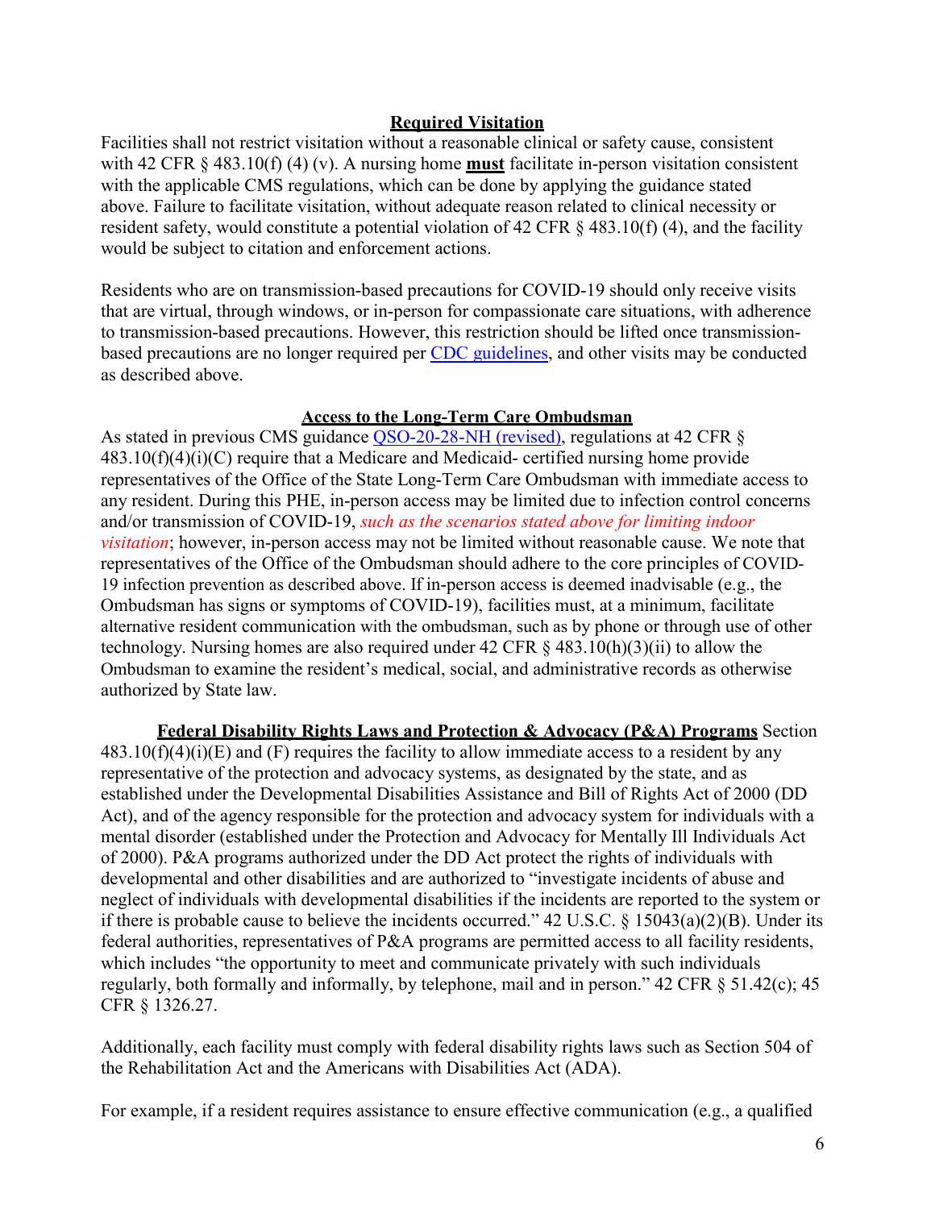## **Required Visitation**

Facilities shall not restrict visitation without a reasonable clinical or safety cause, consistent with 42 CFR § 483.10(f) (4) (v). A nursing home **must** facilitate in-person visitation consistent with the applicable CMS regulations, which can be done by applying the guidance stated above. Failure to facilitate visitation, without adequate reason related to clinical necessity or resident safety, would constitute a potential violation of 42 CFR § 483.10(f) (4), and the facility would be subject to citation and enforcement actions.

Residents who are on transmission-based precautions for COVID-19 should only receive visits that are virtual, through windows, or in-person for compassionate care situations, with adherence to transmission-based precautions. However, this restriction should be lifted once transmission-based precautions are no longer required per CDC guidelines, and other visits may be conducted as described above.

## **Access to the Long-Term Care Ombudsman**

As stated in previous CMS guidance QSO-20-28-NH (revised), regulations at 42 CFR § 483.10(f)(4)(i)(C) require that a Medicare and Medicaid- certified nursing home provide representatives of the Office of the State Long-Term Care Ombudsman with immediate access to any resident. During this PHE, in-person access may be limited due to infection control concerns and/or transmission of COVID-19, *such as the scenarios stated above for limiting indoor visitation*; however, in-person access may not be limited without reasonable cause. We note that representatives of the Office of the Ombudsman should adhere to the core principles of COVID-19 infection prevention as described above. If in-person access is deemed inadvisable (e.g., the Ombudsman has signs or symptoms of COVID-19), facilities must, at a minimum, facilitate alternative resident communication with the ombudsman, such as by phone or through use of other technology. Nursing homes are also required under 42 CFR § 483.10(h)(3)(ii) to allow the Ombudsman to examine the resident's medical, social, and administrative records as otherwise authorized by State law.

**Federal Disability Rights Laws and Protection & Advocacy (P&A) Programs** Section 483.10(f)(4)(i)(E) and (F) requires the facility to allow immediate access to a resident by any representative of the protection and advocacy systems, as designated by the state, and as established under the Developmental Disabilities Assistance and Bill of Rights Act of 2000 (DD Act), and of the agency responsible for the protection and advocacy system for individuals with a mental disorder (established under the Protection and Advocacy for Mentally Ill Individuals Act of 2000). P&A programs authorized under the DD Act protect the rights of individuals with developmental and other disabilities and are authorized to "investigate incidents of abuse and neglect of individuals with developmental disabilities if the incidents are reported to the system or if there is probable cause to believe the incidents occurred." 42 U.S.C. § 15043(a)(2)(B). Under its federal authorities, representatives of P&A programs are permitted access to all facility residents, which includes "the opportunity to meet and communicate privately with such individuals regularly, both formally and informally, by telephone, mail and in person." 42 CFR § 51.42(c); 45 CFR § 1326.27.

Additionally, each facility must comply with federal disability rights laws such as Section 504 of the Rehabilitation Act and the Americans with Disabilities Act (ADA).

For example, if a resident requires assistance to ensure effective communication (e.g., a qualified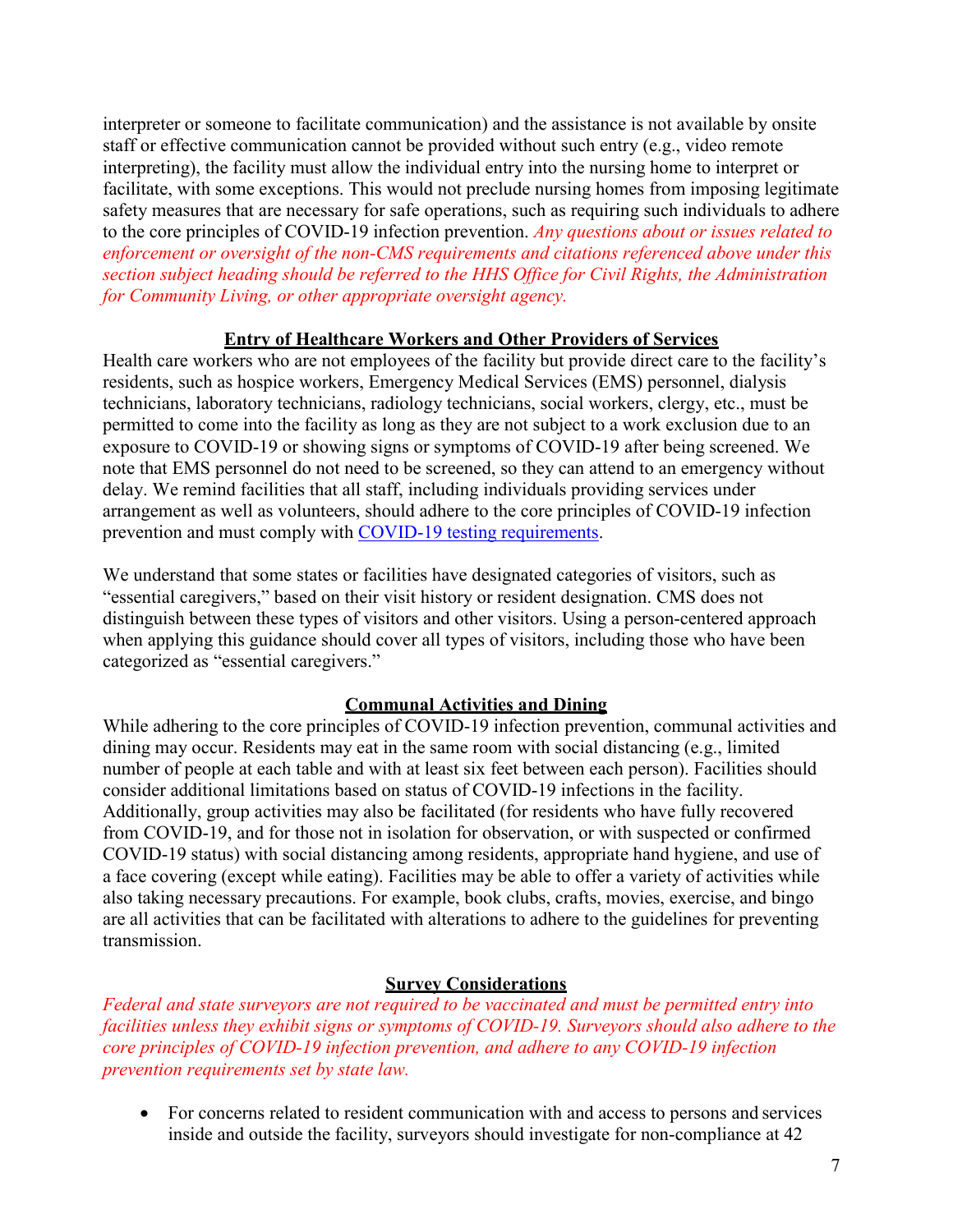interpreter or someone to facilitate communication) and the assistance is not available by onsite staff or effective communication cannot be provided without such entry (e.g., video remote interpreting), the facility must allow the individual entry into the nursing home to interpret or facilitate, with some exceptions. This would not preclude nursing homes from imposing legitimate safety measures that are necessary for safe operations, such as requiring such individuals to adhere to the core principles of COVID-19 infection prevention. *Any questions about or issues related to enforcement or oversight of the non-CMS requirements and citations referenced above under this section subject heading should be referred to the HHS Office for Civil Rights, the Administration for Community Living, or other appropriate oversight agency.*

## Entry of Healthcare Workers and Other Providers of Services

Health care workers who are not employees of the facility but provide direct care to the facility's residents, such as hospice workers, Emergency Medical Services (EMS) personnel, dialysis technicians, laboratory technicians, radiology technicians, social workers, clergy, etc., must be permitted to come into the facility as long as they are not subject to a work exclusion due to an exposure to COVID-19 or showing signs or symptoms of COVID-19 after being screened. We note that EMS personnel do not need to be screened, so they can attend to an emergency without delay. We remind facilities that all staff, including individuals providing services under arrangement as well as volunteers, should adhere to the core principles of COVID-19 infection prevention and must comply with COVID-19 testing requirements.

We understand that some states or facilities have designated categories of visitors, such as "essential caregivers," based on their visit history or resident designation. CMS does not distinguish between these types of visitors and other visitors. Using a person-centered approach when applying this guidance should cover all types of visitors, including those who have been categorized as "essential caregivers."

## Communal Activities and Dining

While adhering to the core principles of COVID-19 infection prevention, communal activities and dining may occur. Residents may eat in the same room with social distancing (e.g., limited number of people at each table and with at least six feet between each person). Facilities should consider additional limitations based on status of COVID-19 infections in the facility. Additionally, group activities may also be facilitated (for residents who have fully recovered from COVID-19, and for those not in isolation for observation, or with suspected or confirmed COVID-19 status) with social distancing among residents, appropriate hand hygiene, and use of a face covering (except while eating). Facilities may be able to offer a variety of activities while also taking necessary precautions. For example, book clubs, crafts, movies, exercise, and bingo are all activities that can be facilitated with alterations to adhere to the guidelines for preventing transmission.

## Survey Considerations

*Federal and state surveyors are not required to be vaccinated and must be permitted entry into facilities unless they exhibit signs or symptoms of COVID-19. Surveyors should also adhere to the core principles of COVID-19 infection prevention, and adhere to any COVID-19 infection prevention requirements set by state law.*

- For concerns related to resident communication with and access to persons and services inside and outside the facility, surveyors should investigate for non-compliance at 42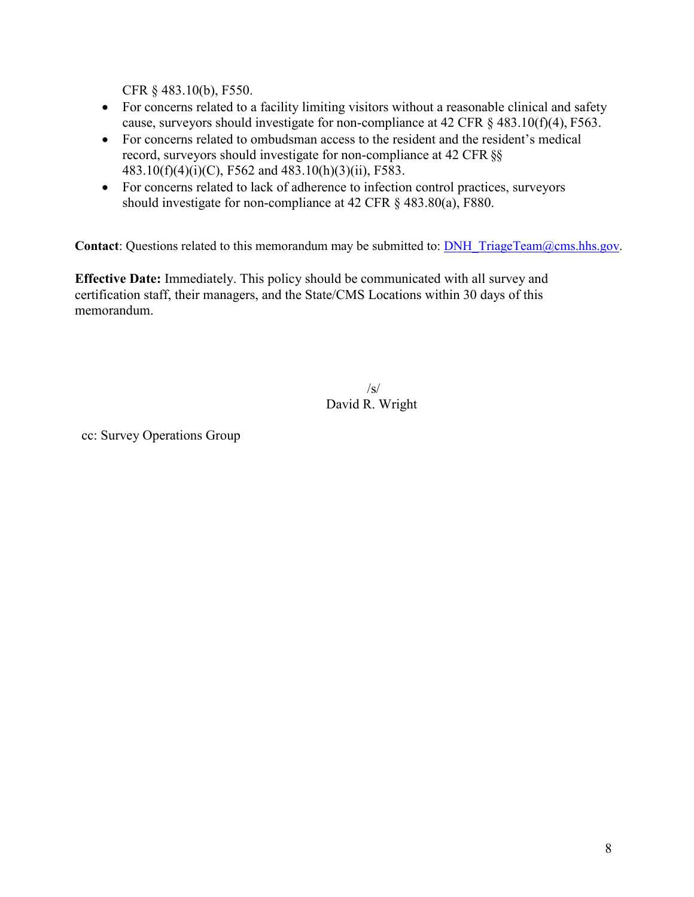CFR § 483.10(b), F550.

- For concerns related to a facility limiting visitors without a reasonable clinical and safety cause, surveyors should investigate for non-compliance at 42 CFR § 483.10(f)(4), F563.
- For concerns related to ombudsman access to the resident and the resident's medical record, surveyors should investigate for non-compliance at 42 CFR §§ 483.10(f)(4)(i)(C), F562 and 483.10(h)(3)(ii), F583.
- For concerns related to lack of adherence to infection control practices, surveyors should investigate for non-compliance at 42 CFR § 483.80(a), F880.

**Contact**: Questions related to this memorandum may be submitted to: DNH_TriageTeam@cms.hhs.gov.

**Effective Date:** Immediately. This policy should be communicated with all survey and certification staff, their managers, and the State/CMS Locations within 30 days of this memorandum.

/s/
David R. Wright

cc: Survey Operations Group